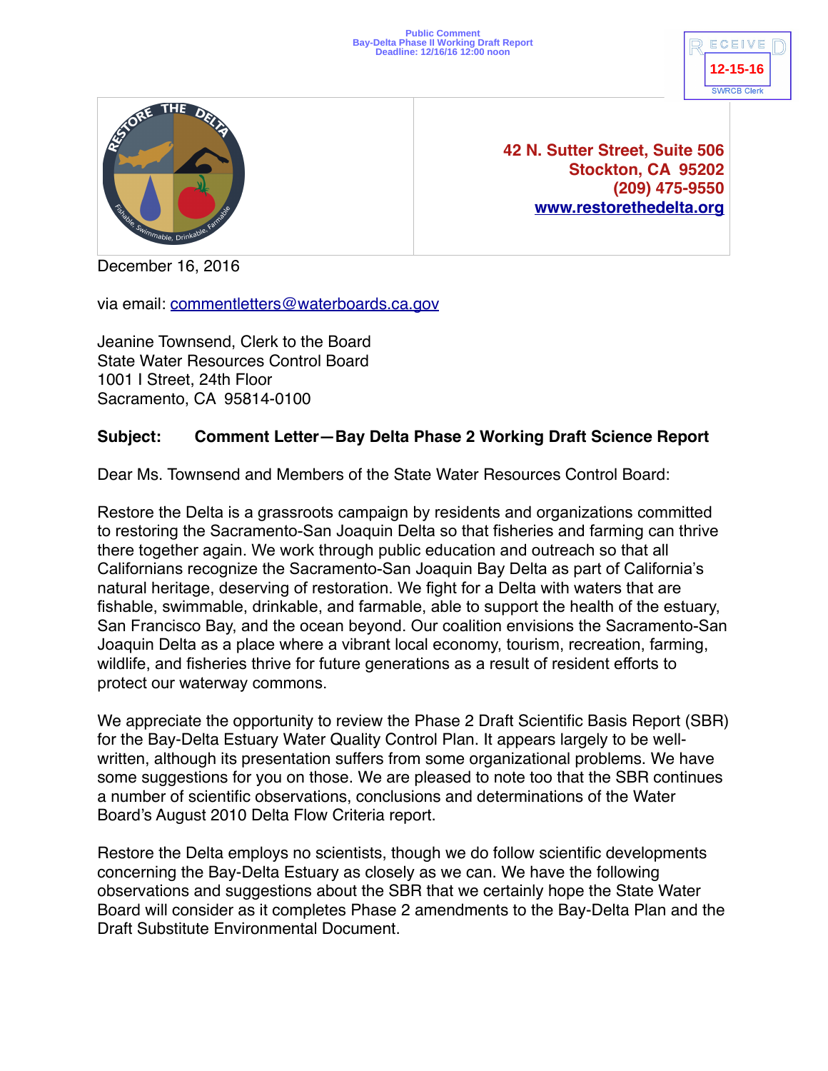Public Comment
Bay-Delta Phase II Working Draft Report
Deadline: 12/16/16 12:00 noon

RECEIVED
12-15-16
SWRCB Clerk

RESTORE THE DELTA
Fishable, Swimmable, Drinkable, Farmable

**42 N. Sutter Street, Suite 506**
**Stockton, CA 95202**
**(209) 475-9550**
**www.restorethedelta.org**

December 16, 2016

via email: commentletters@waterboards.ca.gov

Jeanine Townsend, Clerk to the Board
State Water Resources Control Board
1001 I Street, 24th Floor
Sacramento, CA 95814-0100

**Subject: Comment Letter—Bay Delta Phase 2 Working Draft Science Report**

Dear Ms. Townsend and Members of the State Water Resources Control Board:

Restore the Delta is a grassroots campaign by residents and organizations committed to restoring the Sacramento-San Joaquin Delta so that fisheries and farming can thrive there together again. We work through public education and outreach so that all Californians recognize the Sacramento-San Joaquin Bay Delta as part of California's natural heritage, deserving of restoration. We fight for a Delta with waters that are fishable, swimmable, drinkable, and farmable, able to support the health of the estuary, San Francisco Bay, and the ocean beyond. Our coalition envisions the Sacramento-San Joaquin Delta as a place where a vibrant local economy, tourism, recreation, farming, wildlife, and fisheries thrive for future generations as a result of resident efforts to protect our waterway commons.

We appreciate the opportunity to review the Phase 2 Draft Scientific Basis Report (SBR) for the Bay-Delta Estuary Water Quality Control Plan. It appears largely to be well-written, although its presentation suffers from some organizational problems. We have some suggestions for you on those. We are pleased to note too that the SBR continues a number of scientific observations, conclusions and determinations of the Water Board's August 2010 Delta Flow Criteria report.

Restore the Delta employs no scientists, though we do follow scientific developments concerning the Bay-Delta Estuary as closely as we can. We have the following observations and suggestions about the SBR that we certainly hope the State Water Board will consider as it completes Phase 2 amendments to the Bay-Delta Plan and the Draft Substitute Environmental Document.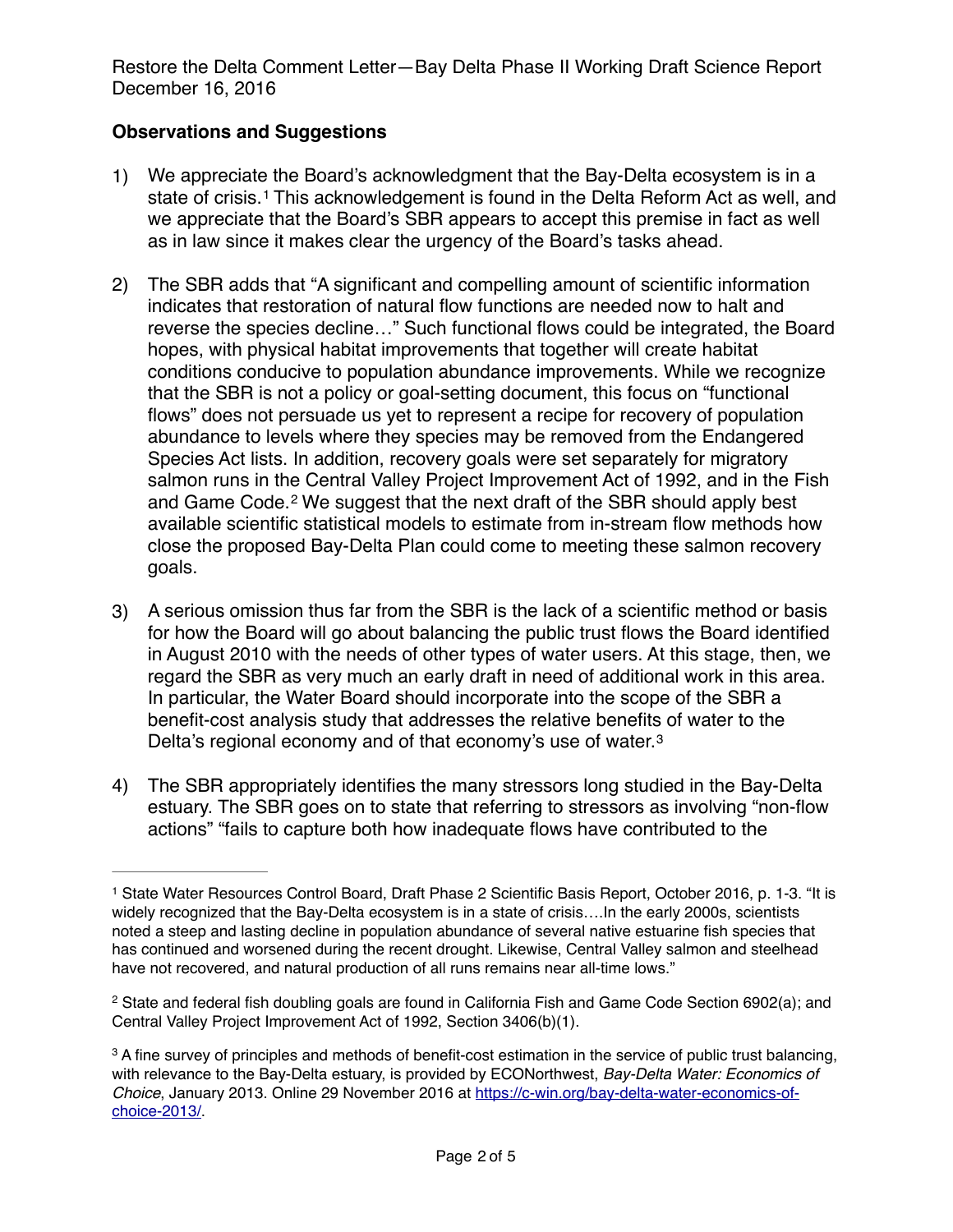## Observations and Suggestions

1) We appreciate the Board's acknowledgment that the Bay-Delta ecosystem is in a state of crisis.[1] This acknowledgement is found in the Delta Reform Act as well, and we appreciate that the Board's SBR appears to accept this premise in fact as well as in law since it makes clear the urgency of the Board's tasks ahead.

2) The SBR adds that "A significant and compelling amount of scientific information indicates that restoration of natural flow functions are needed now to halt and reverse the species decline…" Such functional flows could be integrated, the Board hopes, with physical habitat improvements that together will create habitat conditions conducive to population abundance improvements. While we recognize that the SBR is not a policy or goal-setting document, this focus on "functional flows" does not persuade us yet to represent a recipe for recovery of population abundance to levels where they species may be removed from the Endangered Species Act lists. In addition, recovery goals were set separately for migratory salmon runs in the Central Valley Project Improvement Act of 1992, and in the Fish and Game Code.[2] We suggest that the next draft of the SBR should apply best available scientific statistical models to estimate from in-stream flow methods how close the proposed Bay-Delta Plan could come to meeting these salmon recovery goals.

3) A serious omission thus far from the SBR is the lack of a scientific method or basis for how the Board will go about balancing the public trust flows the Board identified in August 2010 with the needs of other types of water users. At this stage, then, we regard the SBR as very much an early draft in need of additional work in this area. In particular, the Water Board should incorporate into the scope of the SBR a benefit-cost analysis study that addresses the relative benefits of water to the Delta's regional economy and of that economy's use of water.[3]

4) The SBR appropriately identifies the many stressors long studied in the Bay-Delta estuary. The SBR goes on to state that referring to stressors as involving "non-flow actions" "fails to capture both how inadequate flows have contributed to the

---

[1] State Water Resources Control Board, Draft Phase 2 Scientific Basis Report, October 2016, p. 1-3. "It is widely recognized that the Bay-Delta ecosystem is in a state of crisis….In the early 2000s, scientists noted a steep and lasting decline in population abundance of several native estuarine fish species that has continued and worsened during the recent drought. Likewise, Central Valley salmon and steelhead have not recovered, and natural production of all runs remains near all-time lows."

[2] State and federal fish doubling goals are found in California Fish and Game Code Section 6902(a); and Central Valley Project Improvement Act of 1992, Section 3406(b)(1).

[3] A fine survey of principles and methods of benefit-cost estimation in the service of public trust balancing, with relevance to the Bay-Delta estuary, is provided by ECONorthwest, *Bay-Delta Water: Economics of Choice*, January 2013. Online 29 November 2016 at [https://c-win.org/bay-delta-water-economics-of-choice-2013/](https://c-win.org/bay-delta-water-economics-of-choice-2013/).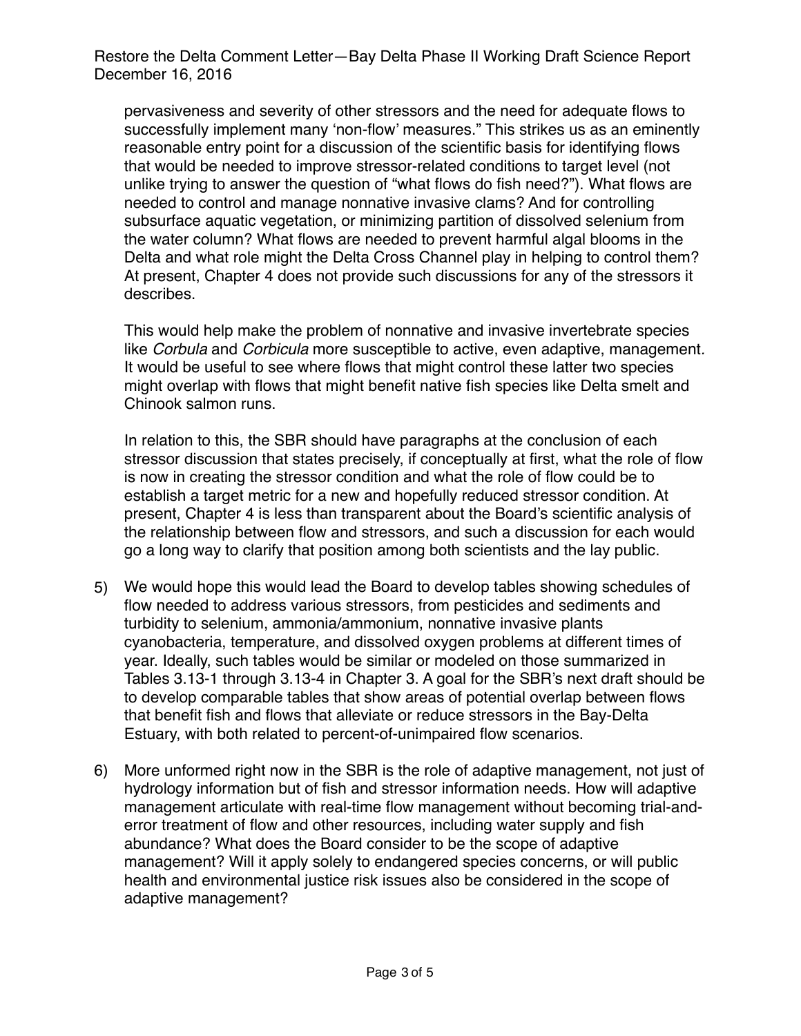pervasiveness and severity of other stressors and the need for adequate flows to successfully implement many 'non-flow' measures." This strikes us as an eminently reasonable entry point for a discussion of the scientific basis for identifying flows that would be needed to improve stressor-related conditions to target level (not unlike trying to answer the question of "what flows do fish need?"). What flows are needed to control and manage nonnative invasive clams? And for controlling subsurface aquatic vegetation, or minimizing partition of dissolved selenium from the water column? What flows are needed to prevent harmful algal blooms in the Delta and what role might the Delta Cross Channel play in helping to control them? At present, Chapter 4 does not provide such discussions for any of the stressors it describes.

This would help make the problem of nonnative and invasive invertebrate species like *Corbula* and *Corbicula* more susceptible to active, even adaptive, management. It would be useful to see where flows that might control these latter two species might overlap with flows that might benefit native fish species like Delta smelt and Chinook salmon runs.

In relation to this, the SBR should have paragraphs at the conclusion of each stressor discussion that states precisely, if conceptually at first, what the role of flow is now in creating the stressor condition and what the role of flow could be to establish a target metric for a new and hopefully reduced stressor condition. At present, Chapter 4 is less than transparent about the Board's scientific analysis of the relationship between flow and stressors, and such a discussion for each would go a long way to clarify that position among both scientists and the lay public.

5) We would hope this would lead the Board to develop tables showing schedules of flow needed to address various stressors, from pesticides and sediments and turbidity to selenium, ammonia/ammonium, nonnative invasive plants cyanobacteria, temperature, and dissolved oxygen problems at different times of year. Ideally, such tables would be similar or modeled on those summarized in Tables 3.13-1 through 3.13-4 in Chapter 3. A goal for the SBR's next draft should be to develop comparable tables that show areas of potential overlap between flows that benefit fish and flows that alleviate or reduce stressors in the Bay-Delta Estuary, with both related to percent-of-unimpaired flow scenarios.

6) More unformed right now in the SBR is the role of adaptive management, not just of hydrology information but of fish and stressor information needs. How will adaptive management articulate with real-time flow management without becoming trial-and-error treatment of flow and other resources, including water supply and fish abundance? What does the Board consider to be the scope of adaptive management? Will it apply solely to endangered species concerns, or will public health and environmental justice risk issues also be considered in the scope of adaptive management?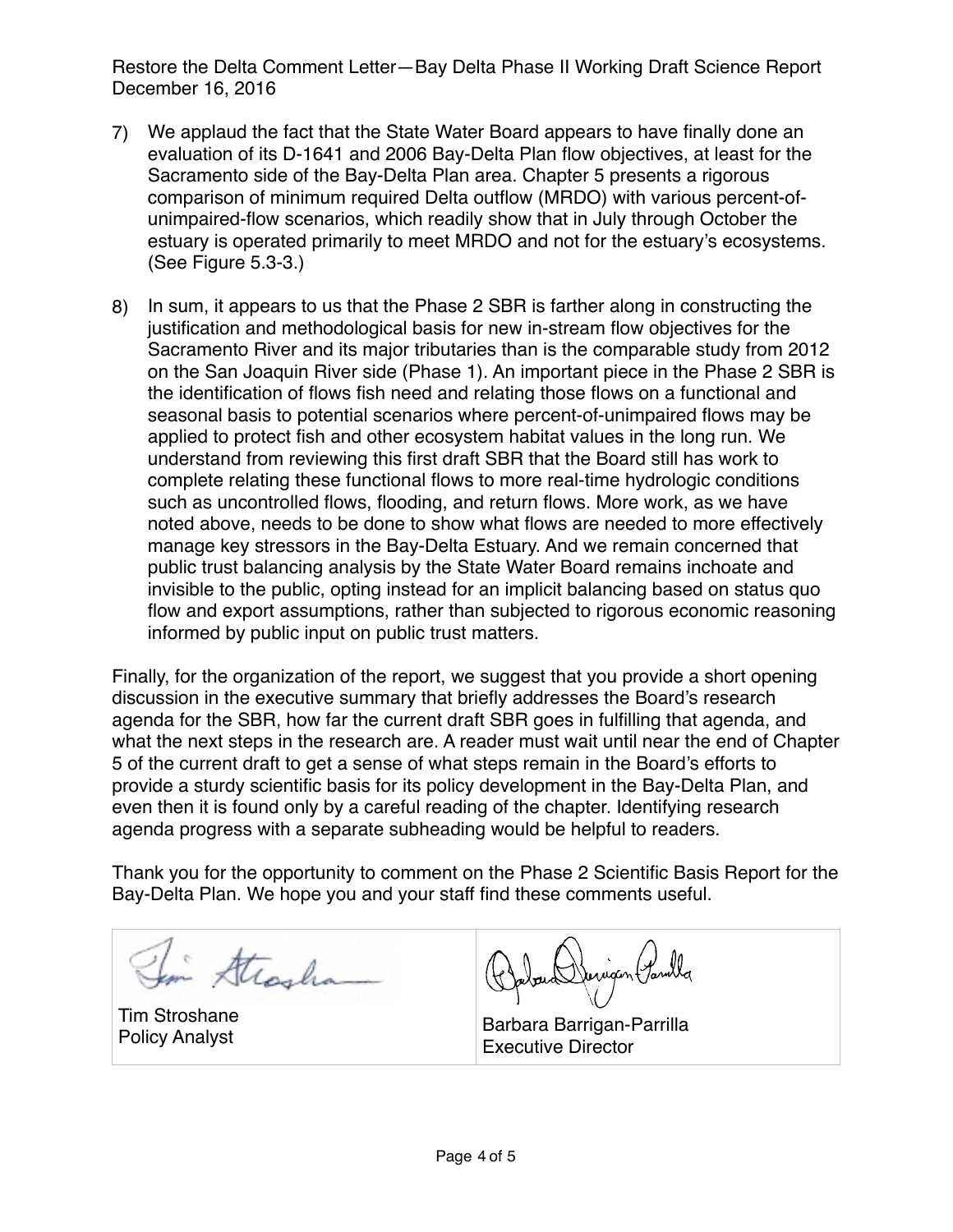7) We applaud the fact that the State Water Board appears to have finally done an evaluation of its D-1641 and 2006 Bay-Delta Plan flow objectives, at least for the Sacramento side of the Bay-Delta Plan area. Chapter 5 presents a rigorous comparison of minimum required Delta outflow (MRDO) with various percent-of-unimpaired-flow scenarios, which readily show that in July through October the estuary is operated primarily to meet MRDO and not for the estuary's ecosystems. (See Figure 5.3-3.)

8) In sum, it appears to us that the Phase 2 SBR is farther along in constructing the justification and methodological basis for new in-stream flow objectives for the Sacramento River and its major tributaries than is the comparable study from 2012 on the San Joaquin River side (Phase 1). An important piece in the Phase 2 SBR is the identification of flows fish need and relating those flows on a functional and seasonal basis to potential scenarios where percent-of-unimpaired flows may be applied to protect fish and other ecosystem habitat values in the long run. We understand from reviewing this first draft SBR that the Board still has work to complete relating these functional flows to more real-time hydrologic conditions such as uncontrolled flows, flooding, and return flows. More work, as we have noted above, needs to be done to show what flows are needed to more effectively manage key stressors in the Bay-Delta Estuary. And we remain concerned that public trust balancing analysis by the State Water Board remains inchoate and invisible to the public, opting instead for an implicit balancing based on status quo flow and export assumptions, rather than subjected to rigorous economic reasoning informed by public input on public trust matters.

Finally, for the organization of the report, we suggest that you provide a short opening discussion in the executive summary that briefly addresses the Board's research agenda for the SBR, how far the current draft SBR goes in fulfilling that agenda, and what the next steps in the research are. A reader must wait until near the end of Chapter 5 of the current draft to get a sense of what steps remain in the Board's efforts to provide a sturdy scientific basis for its policy development in the Bay-Delta Plan, and even then it is found only by a careful reading of the chapter. Identifying research agenda progress with a separate subheading would be helpful to readers.

Thank you for the opportunity to comment on the Phase 2 Scientific Basis Report for the Bay-Delta Plan. We hope you and your staff find these comments useful.

| Tim Stroshane<br>Policy Analyst | Barbara Barrigan-Parrilla<br>Executive Director |
|---|---|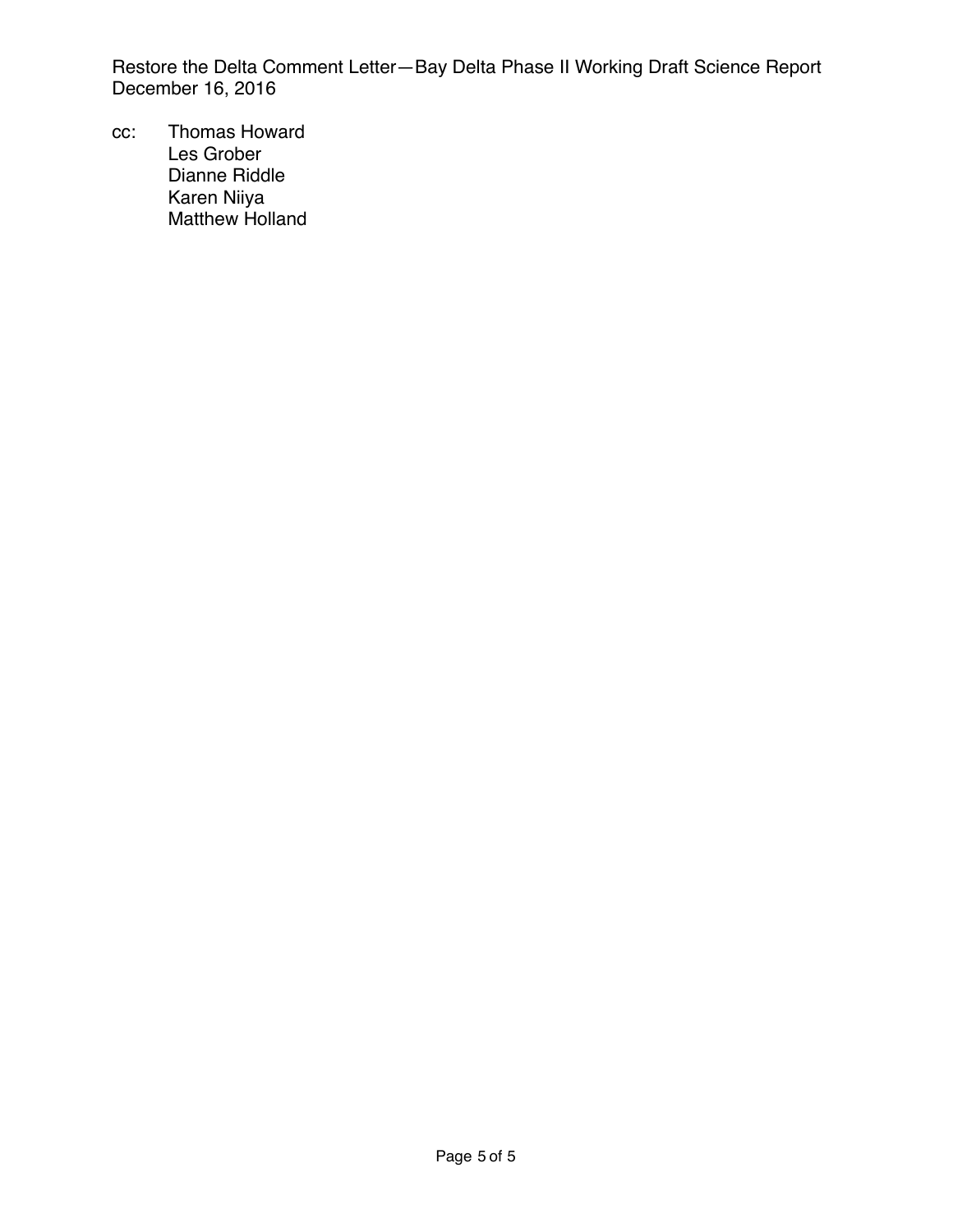cc: Thomas Howard
Les Grober
Dianne Riddle
Karen Niiya
Matthew Holland